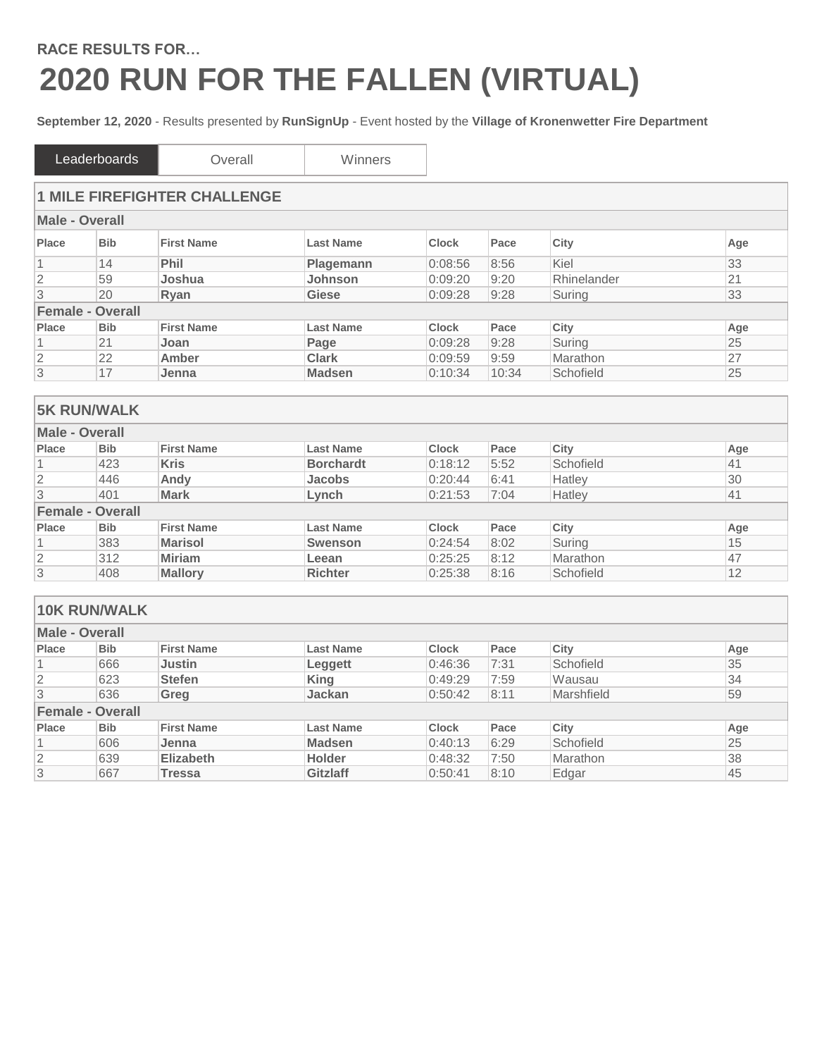RACE RESULTS FOR…

# 2020 RUN FOR THE FALLEN (VIRTUAL)

**September 12, 2020** - Results presented by **RunSignUp** - Event hosted by the **Village of Kronenwetter Fire Department**

| Leaderboards | Overall | Winners |
|---|---|---|

## 1 MILE FIREFIGHTER CHALLENGE

### Male - Overall

| Place | Bib | First Name | Last Name | Clock | Pace | City | Age |
|---|---|---|---|---|---|---|---|
| 1 | 14 | **Phil** | **Plagemann** | 0:08:56 | 8:56 | Kiel | 33 |
| 2 | 59 | **Joshua** | **Johnson** | 0:09:20 | 9:20 | Rhinelander | 21 |
| 3 | 20 | **Ryan** | **Giese** | 0:09:28 | 9:28 | Suring | 33 |

### Female - Overall

| Place | Bib | First Name | Last Name | Clock | Pace | City | Age |
|---|---|---|---|---|---|---|---|
| 1 | 21 | **Joan** | **Page** | 0:09:28 | 9:28 | Suring | 25 |
| 2 | 22 | **Amber** | **Clark** | 0:09:59 | 9:59 | Marathon | 27 |
| 3 | 17 | **Jenna** | **Madsen** | 0:10:34 | 10:34 | Schofield | 25 |

## 5K RUN/WALK

### Male - Overall

| Place | Bib | First Name | Last Name | Clock | Pace | City | Age |
|---|---|---|---|---|---|---|---|
| 1 | 423 | **Kris** | **Borchardt** | 0:18:12 | 5:52 | Schofield | 41 |
| 2 | 446 | **Andy** | **Jacobs** | 0:20:44 | 6:41 | Hatley | 30 |
| 3 | 401 | **Mark** | **Lynch** | 0:21:53 | 7:04 | Hatley | 41 |

### Female - Overall

| Place | Bib | First Name | Last Name | Clock | Pace | City | Age |
|---|---|---|---|---|---|---|---|
| 1 | 383 | **Marisol** | **Swenson** | 0:24:54 | 8:02 | Suring | 15 |
| 2 | 312 | **Miriam** | **Leean** | 0:25:25 | 8:12 | Marathon | 47 |
| 3 | 408 | **Mallory** | **Richter** | 0:25:38 | 8:16 | Schofield | 12 |

## 10K RUN/WALK

### Male - Overall

| Place | Bib | First Name | Last Name | Clock | Pace | City | Age |
|---|---|---|---|---|---|---|---|
| 1 | 666 | **Justin** | **Leggett** | 0:46:36 | 7:31 | Schofield | 35 |
| 2 | 623 | **Stefen** | **King** | 0:49:29 | 7:59 | Wausau | 34 |
| 3 | 636 | **Greg** | **Jackan** | 0:50:42 | 8:11 | Marshfield | 59 |

### Female - Overall

| Place | Bib | First Name | Last Name | Clock | Pace | City | Age |
|---|---|---|---|---|---|---|---|
| 1 | 606 | **Jenna** | **Madsen** | 0:40:13 | 6:29 | Schofield | 25 |
| 2 | 639 | **Elizabeth** | **Holder** | 0:48:32 | 7:50 | Marathon | 38 |
| 3 | 667 | **Tressa** | **Gitzlaff** | 0:50:41 | 8:10 | Edgar | 45 |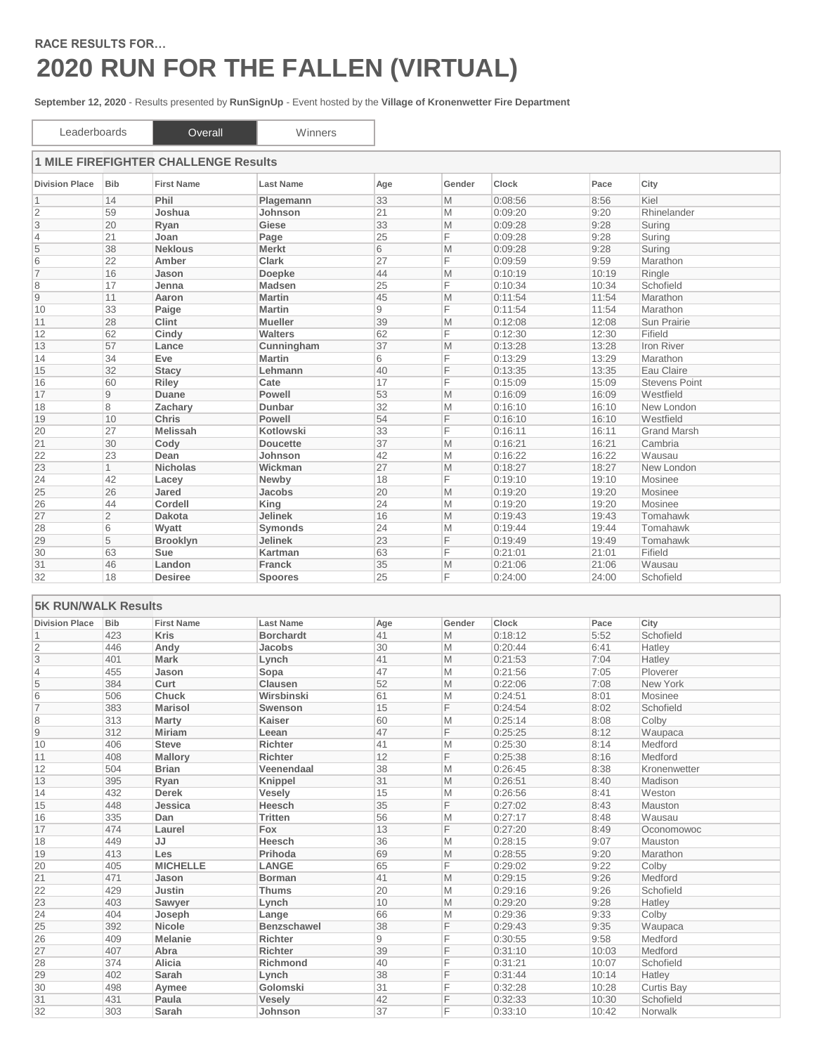RACE RESULTS FOR…

# 2020 RUN FOR THE FALLEN (VIRTUAL)

**September 12, 2020** - Results presented by **RunSignUp** - Event hosted by the **Village of Kronenwetter Fire Department**

Leaderboards | Overall | Winners

## 1 MILE FIREFIGHTER CHALLENGE Results

| Division Place | Bib | First Name | Last Name | Age | Gender | Clock | Pace | City |
|---|---|---|---|---|---|---|---|---|
| 1 | 14 | **Phil** | **Plagemann** | 33 | M | 0:08:56 | 8:56 | Kiel |
| 2 | 59 | **Joshua** | **Johnson** | 21 | M | 0:09:20 | 9:20 | Rhinelander |
| 3 | 20 | **Ryan** | **Giese** | 33 | M | 0:09:28 | 9:28 | Suring |
| 4 | 21 | **Joan** | **Page** | 25 | F | 0:09:28 | 9:28 | Suring |
| 5 | 38 | **Neklous** | **Merkt** | 6 | M | 0:09:28 | 9:28 | Suring |
| 6 | 22 | **Amber** | **Clark** | 27 | F | 0:09:59 | 9:59 | Marathon |
| 7 | 16 | **Jason** | **Doepke** | 44 | M | 0:10:19 | 10:19 | Ringle |
| 8 | 17 | **Jenna** | **Madsen** | 25 | F | 0:10:34 | 10:34 | Schofield |
| 9 | 11 | **Aaron** | **Martin** | 45 | M | 0:11:54 | 11:54 | Marathon |
| 10 | 33 | **Paige** | **Martin** | 9 | F | 0:11:54 | 11:54 | Marathon |
| 11 | 28 | **Clint** | **Mueller** | 39 | M | 0:12:08 | 12:08 | Sun Prairie |
| 12 | 62 | **Cindy** | **Walters** | 62 | F | 0:12:30 | 12:30 | Fifield |
| 13 | 57 | **Lance** | **Cunningham** | 37 | M | 0:13:28 | 13:28 | Iron River |
| 14 | 34 | **Eve** | **Martin** | 6 | F | 0:13:29 | 13:29 | Marathon |
| 15 | 32 | **Stacy** | **Lehmann** | 40 | F | 0:13:35 | 13:35 | Eau Claire |
| 16 | 60 | **Riley** | **Cate** | 17 | F | 0:15:09 | 15:09 | Stevens Point |
| 17 | 9 | **Duane** | **Powell** | 53 | M | 0:16:09 | 16:09 | Westfield |
| 18 | 8 | **Zachary** | **Dunbar** | 32 | M | 0:16:10 | 16:10 | New London |
| 19 | 10 | **Chris** | **Powell** | 54 | F | 0:16:10 | 16:10 | Westfield |
| 20 | 27 | **Melissah** | **Kotlowski** | 33 | F | 0:16:11 | 16:11 | Grand Marsh |
| 21 | 30 | **Cody** | **Doucette** | 37 | M | 0:16:21 | 16:21 | Cambria |
| 22 | 23 | **Dean** | **Johnson** | 42 | M | 0:16:22 | 16:22 | Wausau |
| 23 | 1 | **Nicholas** | **Wickman** | 27 | M | 0:18:27 | 18:27 | New London |
| 24 | 42 | **Lacey** | **Newby** | 18 | F | 0:19:10 | 19:10 | Mosinee |
| 25 | 26 | **Jared** | **Jacobs** | 20 | M | 0:19:20 | 19:20 | Mosinee |
| 26 | 44 | **Cordell** | **King** | 24 | M | 0:19:20 | 19:20 | Mosinee |
| 27 | 2 | **Dakota** | **Jelinek** | 16 | M | 0:19:43 | 19:43 | Tomahawk |
| 28 | 6 | **Wyatt** | **Symonds** | 24 | M | 0:19:44 | 19:44 | Tomahawk |
| 29 | 5 | **Brooklyn** | **Jelinek** | 23 | F | 0:19:49 | 19:49 | Tomahawk |
| 30 | 63 | **Sue** | **Kartman** | 63 | F | 0:21:01 | 21:01 | Fifield |
| 31 | 46 | **Landon** | **Franck** | 35 | M | 0:21:06 | 21:06 | Wausau |
| 32 | 18 | **Desiree** | **Spoores** | 25 | F | 0:24:00 | 24:00 | Schofield |

## 5K RUN/WALK Results

| Division Place | Bib | First Name | Last Name | Age | Gender | Clock | Pace | City |
|---|---|---|---|---|---|---|---|---|
| 1 | 423 | **Kris** | **Borchardt** | 41 | M | 0:18:12 | 5:52 | Schofield |
| 2 | 446 | **Andy** | **Jacobs** | 30 | M | 0:20:44 | 6:41 | Hatley |
| 3 | 401 | **Mark** | **Lynch** | 41 | M | 0:21:53 | 7:04 | Hatley |
| 4 | 455 | **Jason** | **Sopa** | 47 | M | 0:21:56 | 7:05 | Ploverer |
| 5 | 384 | **Curt** | **Clausen** | 52 | M | 0:22:06 | 7:08 | New York |
| 6 | 506 | **Chuck** | **Wirsbinski** | 61 | M | 0:24:51 | 8:01 | Mosinee |
| 7 | 383 | **Marisol** | **Swenson** | 15 | F | 0:24:54 | 8:02 | Schofield |
| 8 | 313 | **Marty** | **Kaiser** | 60 | M | 0:25:14 | 8:08 | Colby |
| 9 | 312 | **Miriam** | **Leean** | 47 | F | 0:25:25 | 8:12 | Waupaca |
| 10 | 406 | **Steve** | **Richter** | 41 | M | 0:25:30 | 8:14 | Medford |
| 11 | 408 | **Mallory** | **Richter** | 12 | F | 0:25:38 | 8:16 | Medford |
| 12 | 504 | **Brian** | **Veenendaal** | 38 | M | 0:26:45 | 8:38 | Kronenwetter |
| 13 | 395 | **Ryan** | **Knippel** | 31 | M | 0:26:51 | 8:40 | Madison |
| 14 | 432 | **Derek** | **Vesely** | 15 | M | 0:26:56 | 8:41 | Weston |
| 15 | 448 | **Jessica** | **Heesch** | 35 | F | 0:27:02 | 8:43 | Mauston |
| 16 | 335 | **Dan** | **Tritten** | 56 | M | 0:27:17 | 8:48 | Wausau |
| 17 | 474 | **Laurel** | **Fox** | 13 | F | 0:27:20 | 8:49 | Oconomowoc |
| 18 | 449 | **JJ** | **Heesch** | 36 | M | 0:28:15 | 9:07 | Mauston |
| 19 | 413 | **Les** | **Prihoda** | 69 | M | 0:28:55 | 9:20 | Marathon |
| 20 | 405 | **MICHELLE** | **LANGE** | 65 | F | 0:29:02 | 9:22 | Colby |
| 21 | 471 | **Jason** | **Borman** | 41 | M | 0:29:15 | 9:26 | Medford |
| 22 | 429 | **Justin** | **Thums** | 20 | M | 0:29:16 | 9:26 | Schofield |
| 23 | 403 | **Sawyer** | **Lynch** | 10 | M | 0:29:20 | 9:28 | Hatley |
| 24 | 404 | **Joseph** | **Lange** | 66 | M | 0:29:36 | 9:33 | Colby |
| 25 | 392 | **Nicole** | **Benzschawel** | 38 | F | 0:29:43 | 9:35 | Waupaca |
| 26 | 409 | **Melanie** | **Richter** | 9 | F | 0:30:55 | 9:58 | Medford |
| 27 | 407 | **Abra** | **Richter** | 39 | F | 0:31:10 | 10:03 | Medford |
| 28 | 374 | **Alicia** | **Richmond** | 40 | F | 0:31:21 | 10:07 | Schofield |
| 29 | 402 | **Sarah** | **Lynch** | 38 | F | 0:31:44 | 10:14 | Hatley |
| 30 | 498 | **Aymee** | **Golomski** | 31 | F | 0:32:28 | 10:28 | Curtis Bay |
| 31 | 431 | **Paula** | **Vesely** | 42 | F | 0:32:33 | 10:30 | Schofield |
| 32 | 303 | **Sarah** | **Johnson** | 37 | F | 0:33:10 | 10:42 | Norwalk |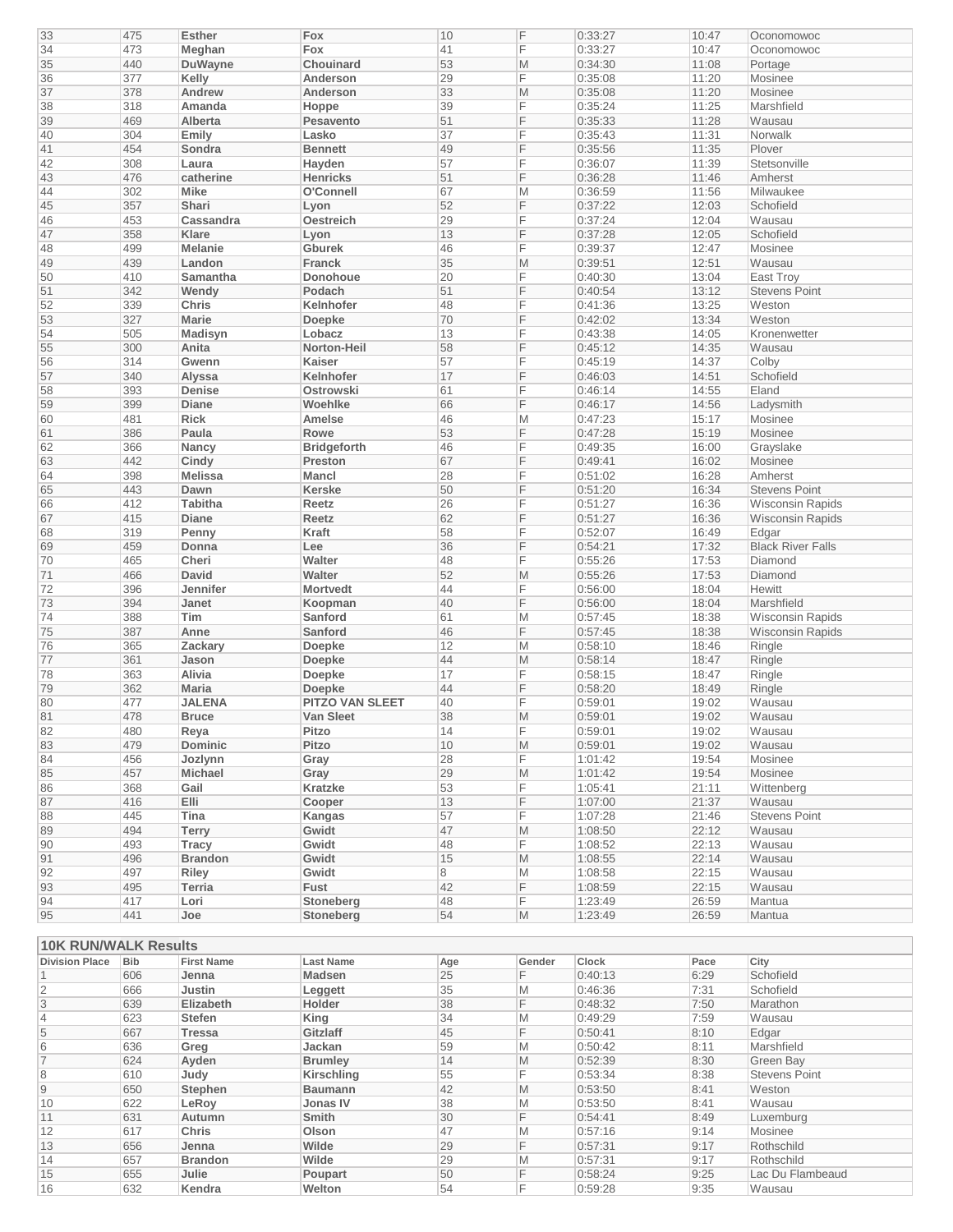| | | | | | | | | |
|---|---|---|---|---|---|---|---|---|
| 33 | 475 | **Esther** | **Fox** | 10 | F | 0:33:27 | 10:47 | Oconomowoc |
| 34 | 473 | **Meghan** | **Fox** | 41 | F | 0:33:27 | 10:47 | Oconomowoc |
| 35 | 440 | **DuWayne** | **Chouinard** | 53 | M | 0:34:30 | 11:08 | Portage |
| 36 | 377 | **Kelly** | **Anderson** | 29 | F | 0:35:08 | 11:20 | Mosinee |
| 37 | 378 | **Andrew** | **Anderson** | 33 | M | 0:35:08 | 11:20 | Mosinee |
| 38 | 318 | **Amanda** | **Hoppe** | 39 | F | 0:35:24 | 11:25 | Marshfield |
| 39 | 469 | **Alberta** | **Pesavento** | 51 | F | 0:35:33 | 11:28 | Wausau |
| 40 | 304 | **Emily** | **Lasko** | 37 | F | 0:35:43 | 11:31 | Norwalk |
| 41 | 454 | **Sondra** | **Bennett** | 49 | F | 0:35:56 | 11:35 | Plover |
| 42 | 308 | **Laura** | **Hayden** | 57 | F | 0:36:07 | 11:39 | Stetsonville |
| 43 | 476 | **catherine** | **Henricks** | 51 | F | 0:36:28 | 11:46 | Amherst |
| 44 | 302 | **Mike** | **O'Connell** | 67 | M | 0:36:59 | 11:56 | Milwaukee |
| 45 | 357 | **Shari** | **Lyon** | 52 | F | 0:37:22 | 12:03 | Schofield |
| 46 | 453 | **Cassandra** | **Oestreich** | 29 | F | 0:37:24 | 12:04 | Wausau |
| 47 | 358 | **Klare** | **Lyon** | 13 | F | 0:37:28 | 12:05 | Schofield |
| 48 | 499 | **Melanie** | **Gburek** | 46 | F | 0:39:37 | 12:47 | Mosinee |
| 49 | 439 | **Landon** | **Franck** | 35 | M | 0:39:51 | 12:51 | Wausau |
| 50 | 410 | **Samantha** | **Donohoue** | 20 | F | 0:40:30 | 13:04 | East Troy |
| 51 | 342 | **Wendy** | **Podach** | 51 | F | 0:40:54 | 13:12 | Stevens Point |
| 52 | 339 | **Chris** | **Kelnhofer** | 48 | F | 0:41:36 | 13:25 | Weston |
| 53 | 327 | **Marie** | **Doepke** | 70 | F | 0:42:02 | 13:34 | Weston |
| 54 | 505 | **Madisyn** | **Lobacz** | 13 | F | 0:43:38 | 14:05 | Kronenwetter |
| 55 | 300 | **Anita** | **Norton-Heil** | 58 | F | 0:45:12 | 14:35 | Wausau |
| 56 | 314 | **Gwenn** | **Kaiser** | 57 | F | 0:45:19 | 14:37 | Colby |
| 57 | 340 | **Alyssa** | **Kelnhofer** | 17 | F | 0:46:03 | 14:51 | Schofield |
| 58 | 393 | **Denise** | **Ostrowski** | 61 | F | 0:46:14 | 14:55 | Eland |
| 59 | 399 | **Diane** | **Woehlke** | 66 | F | 0:46:17 | 14:56 | Ladysmith |
| 60 | 481 | **Rick** | **Amelse** | 46 | M | 0:47:23 | 15:17 | Mosinee |
| 61 | 386 | **Paula** | **Rowe** | 53 | F | 0:47:28 | 15:19 | Mosinee |
| 62 | 366 | **Nancy** | **Bridgeforth** | 46 | F | 0:49:35 | 16:00 | Grayslake |
| 63 | 442 | **Cindy** | **Preston** | 67 | F | 0:49:41 | 16:02 | Mosinee |
| 64 | 398 | **Melissa** | **Mancl** | 28 | F | 0:51:02 | 16:28 | Amherst |
| 65 | 443 | **Dawn** | **Kerske** | 50 | F | 0:51:20 | 16:34 | Stevens Point |
| 66 | 412 | **Tabitha** | **Reetz** | 26 | F | 0:51:27 | 16:36 | Wisconsin Rapids |
| 67 | 415 | **Diane** | **Reetz** | 62 | F | 0:51:27 | 16:36 | Wisconsin Rapids |
| 68 | 319 | **Penny** | **Kraft** | 58 | F | 0:52:07 | 16:49 | Edgar |
| 69 | 459 | **Donna** | **Lee** | 36 | F | 0:54:21 | 17:32 | Black River Falls |
| 70 | 465 | **Cheri** | **Walter** | 48 | F | 0:55:26 | 17:53 | Diamond |
| 71 | 466 | **David** | **Walter** | 52 | M | 0:55:26 | 17:53 | Diamond |
| 72 | 396 | **Jennifer** | **Mortvedt** | 44 | F | 0:56:00 | 18:04 | Hewitt |
| 73 | 394 | **Janet** | **Koopman** | 40 | F | 0:56:00 | 18:04 | Marshfield |
| 74 | 388 | **Tim** | **Sanford** | 61 | M | 0:57:45 | 18:38 | Wisconsin Rapids |
| 75 | 387 | **Anne** | **Sanford** | 46 | F | 0:57:45 | 18:38 | Wisconsin Rapids |
| 76 | 365 | **Zackary** | **Doepke** | 12 | M | 0:58:10 | 18:46 | Ringle |
| 77 | 361 | **Jason** | **Doepke** | 44 | M | 0:58:14 | 18:47 | Ringle |
| 78 | 363 | **Alivia** | **Doepke** | 17 | F | 0:58:15 | 18:47 | Ringle |
| 79 | 362 | **Maria** | **Doepke** | 44 | F | 0:58:20 | 18:49 | Ringle |
| 80 | 477 | **JALENA** | **PITZO VAN SLEET** | 40 | F | 0:59:01 | 19:02 | Wausau |
| 81 | 478 | **Bruce** | **Van Sleet** | 38 | M | 0:59:01 | 19:02 | Wausau |
| 82 | 480 | **Reya** | **Pitzo** | 14 | F | 0:59:01 | 19:02 | Wausau |
| 83 | 479 | **Dominic** | **Pitzo** | 10 | M | 0:59:01 | 19:02 | Wausau |
| 84 | 456 | **Jozlynn** | **Gray** | 28 | F | 1:01:42 | 19:54 | Mosinee |
| 85 | 457 | **Michael** | **Gray** | 29 | M | 1:01:42 | 19:54 | Mosinee |
| 86 | 368 | **Gail** | **Kratzke** | 53 | F | 1:05:41 | 21:11 | Wittenberg |
| 87 | 416 | **Elli** | **Cooper** | 13 | F | 1:07:00 | 21:37 | Wausau |
| 88 | 445 | **Tina** | **Kangas** | 57 | F | 1:07:28 | 21:46 | Stevens Point |
| 89 | 494 | **Terry** | **Gwidt** | 47 | M | 1:08:50 | 22:12 | Wausau |
| 90 | 493 | **Tracy** | **Gwidt** | 48 | F | 1:08:52 | 22:13 | Wausau |
| 91 | 496 | **Brandon** | **Gwidt** | 15 | M | 1:08:55 | 22:14 | Wausau |
| 92 | 497 | **Riley** | **Gwidt** | 8 | M | 1:08:58 | 22:15 | Wausau |
| 93 | 495 | **Terria** | **Fust** | 42 | F | 1:08:59 | 22:15 | Wausau |
| 94 | 417 | **Lori** | **Stoneberg** | 48 | F | 1:23:49 | 26:59 | Mantua |
| 95 | 441 | **Joe** | **Stoneberg** | 54 | M | 1:23:49 | 26:59 | Mantua |

## 10K RUN/WALK Results

| Division Place | Bib | First Name | Last Name | Age | Gender | Clock | Pace | City |
|---|---|---|---|---|---|---|---|---|
| 1 | 606 | **Jenna** | **Madsen** | 25 | F | 0:40:13 | 6:29 | Schofield |
| 2 | 666 | **Justin** | **Leggett** | 35 | M | 0:46:36 | 7:31 | Schofield |
| 3 | 639 | **Elizabeth** | **Holder** | 38 | F | 0:48:32 | 7:50 | Marathon |
| 4 | 623 | **Stefen** | **King** | 34 | M | 0:49:29 | 7:59 | Wausau |
| 5 | 667 | **Tressa** | **Gitzlaff** | 45 | F | 0:50:41 | 8:10 | Edgar |
| 6 | 636 | **Greg** | **Jackan** | 59 | M | 0:50:42 | 8:11 | Marshfield |
| 7 | 624 | **Ayden** | **Brumley** | 14 | M | 0:52:39 | 8:30 | Green Bay |
| 8 | 610 | **Judy** | **Kirschling** | 55 | F | 0:53:34 | 8:38 | Stevens Point |
| 9 | 650 | **Stephen** | **Baumann** | 42 | M | 0:53:50 | 8:41 | Weston |
| 10 | 622 | **LeRoy** | **Jonas IV** | 38 | M | 0:53:50 | 8:41 | Wausau |
| 11 | 631 | **Autumn** | **Smith** | 30 | F | 0:54:41 | 8:49 | Luxemburg |
| 12 | 617 | **Chris** | **Olson** | 47 | M | 0:57:16 | 9:14 | Mosinee |
| 13 | 656 | **Jenna** | **Wilde** | 29 | F | 0:57:31 | 9:17 | Rothschild |
| 14 | 657 | **Brandon** | **Wilde** | 29 | M | 0:57:31 | 9:17 | Rothschild |
| 15 | 655 | **Julie** | **Poupart** | 50 | F | 0:58:24 | 9:25 | Lac Du Flambeaud |
| 16 | 632 | **Kendra** | **Welton** | 54 | F | 0:59:28 | 9:35 | Wausau |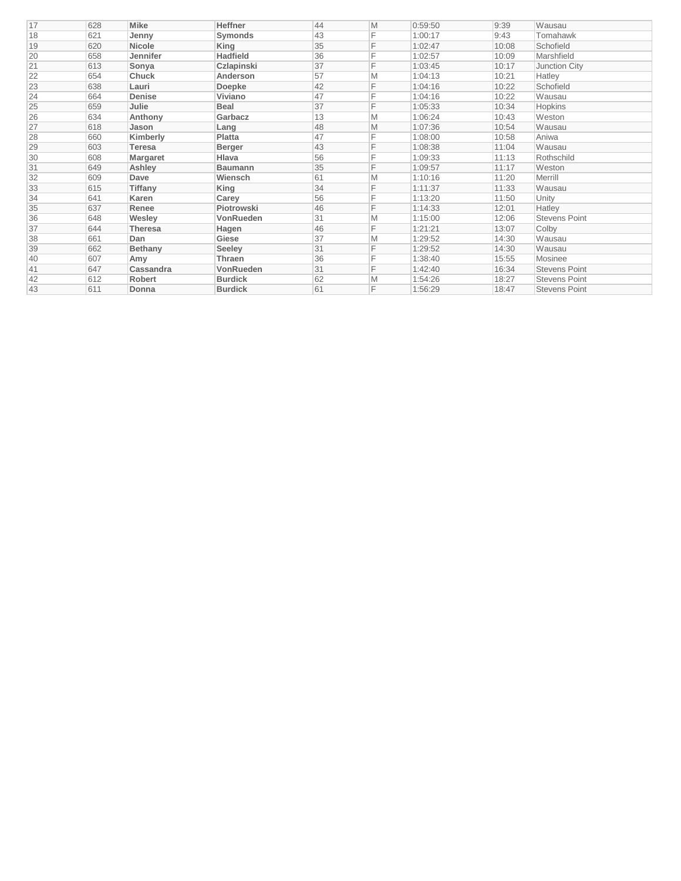| 17 | 628 | **Mike** | **Heffner** | 44 | M | 0:59:50 | 9:39 | Wausau |
|---|---|---|---|---|---|---|---|---|
| 18 | 621 | **Jenny** | **Symonds** | 43 | F | 1:00:17 | 9:43 | Tomahawk |
| 19 | 620 | **Nicole** | **King** | 35 | F | 1:02:47 | 10:08 | Schofield |
| 20 | 658 | **Jennifer** | **Hadfield** | 36 | F | 1:02:57 | 10:09 | Marshfield |
| 21 | 613 | **Sonya** | **Czlapinski** | 37 | F | 1:03:45 | 10:17 | Junction City |
| 22 | 654 | **Chuck** | **Anderson** | 57 | M | 1:04:13 | 10:21 | Hatley |
| 23 | 638 | **Lauri** | **Doepke** | 42 | F | 1:04:16 | 10:22 | Schofield |
| 24 | 664 | **Denise** | **Viviano** | 47 | F | 1:04:16 | 10:22 | Wausau |
| 25 | 659 | **Julie** | **Beal** | 37 | F | 1:05:33 | 10:34 | Hopkins |
| 26 | 634 | **Anthony** | **Garbacz** | 13 | M | 1:06:24 | 10:43 | Weston |
| 27 | 618 | **Jason** | **Lang** | 48 | M | 1:07:36 | 10:54 | Wausau |
| 28 | 660 | **Kimberly** | **Platta** | 47 | F | 1:08:00 | 10:58 | Aniwa |
| 29 | 603 | **Teresa** | **Berger** | 43 | F | 1:08:38 | 11:04 | Wausau |
| 30 | 608 | **Margaret** | **Hlava** | 56 | F | 1:09:33 | 11:13 | Rothschild |
| 31 | 649 | **Ashley** | **Baumann** | 35 | F | 1:09:57 | 11:17 | Weston |
| 32 | 609 | **Dave** | **Wiensch** | 61 | M | 1:10:16 | 11:20 | Merrill |
| 33 | 615 | **Tiffany** | **King** | 34 | F | 1:11:37 | 11:33 | Wausau |
| 34 | 641 | **Karen** | **Carey** | 56 | F | 1:13:20 | 11:50 | Unity |
| 35 | 637 | **Renee** | **Piotrowski** | 46 | F | 1:14:33 | 12:01 | Hatley |
| 36 | 648 | **Wesley** | **VonRueden** | 31 | M | 1:15:00 | 12:06 | Stevens Point |
| 37 | 644 | **Theresa** | **Hagen** | 46 | F | 1:21:21 | 13:07 | Colby |
| 38 | 661 | **Dan** | **Giese** | 37 | M | 1:29:52 | 14:30 | Wausau |
| 39 | 662 | **Bethany** | **Seeley** | 31 | F | 1:29:52 | 14:30 | Wausau |
| 40 | 607 | **Amy** | **Thraen** | 36 | F | 1:38:40 | 15:55 | Mosinee |
| 41 | 647 | **Cassandra** | **VonRueden** | 31 | F | 1:42:40 | 16:34 | Stevens Point |
| 42 | 612 | **Robert** | **Burdick** | 62 | M | 1:54:26 | 18:27 | Stevens Point |
| 43 | 611 | **Donna** | **Burdick** | 61 | F | 1:56:29 | 18:47 | Stevens Point |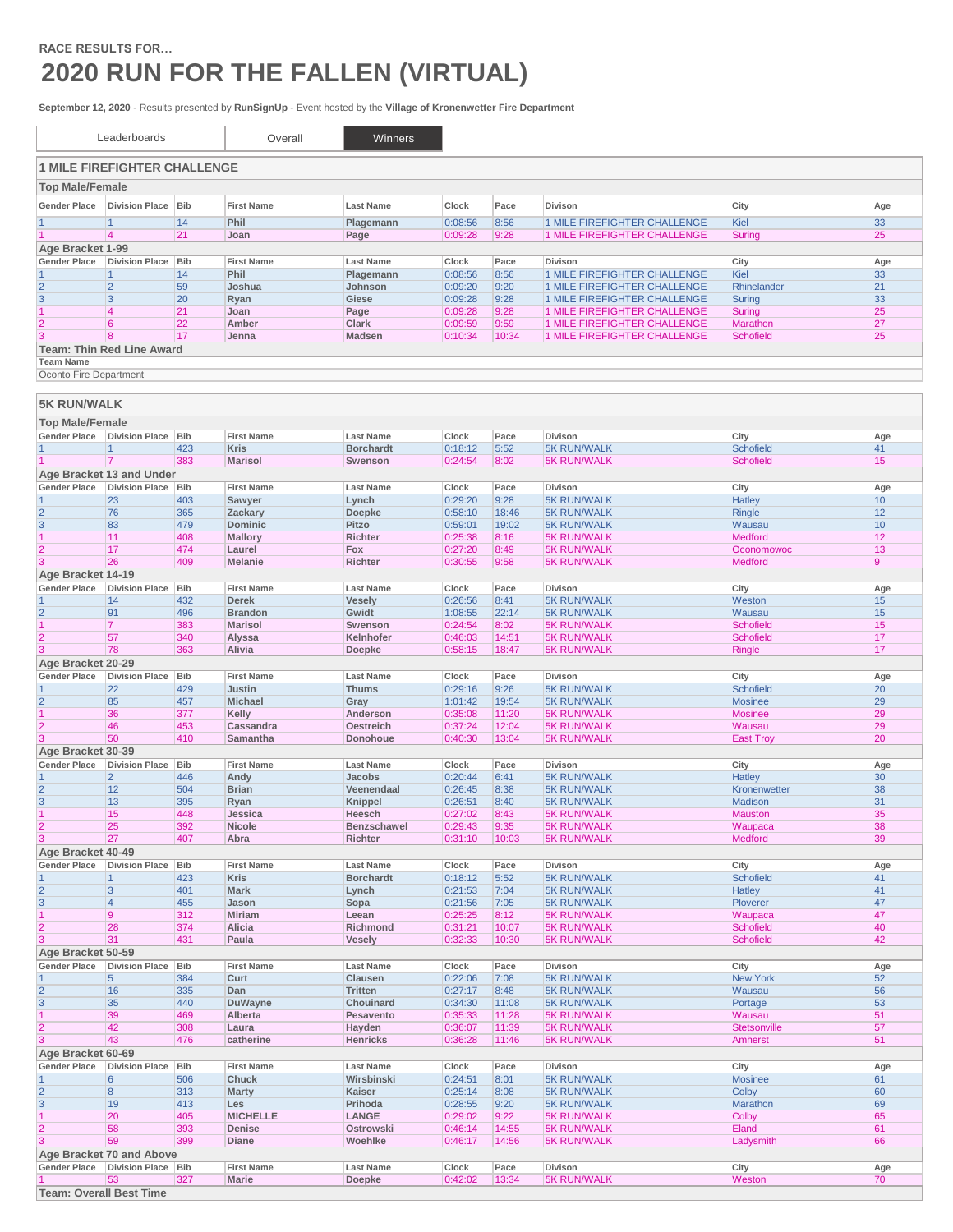RACE RESULTS FOR...

# 2020 RUN FOR THE FALLEN (VIRTUAL)

**September 12, 2020** - Results presented by **RunSignUp** - Event hosted by the **Village of Kronenwetter Fire Department**

| Leaderboards | Overall | Winners |
|---|---|---|

## 1 MILE FIREFIGHTER CHALLENGE

### Top Male/Female

| Gender Place | Division Place | Bib | First Name | Last Name | Clock | Pace | Divison | City | Age |
|---|---|---|---|---|---|---|---|---|---|
| 1 | 1 | 14 | Phil | Plagemann | 0:08:56 | 8:56 | 1 MILE FIREFIGHTER CHALLENGE | Kiel | 33 |
| 1 | 4 | 21 | Joan | Page | 0:09:28 | 9:28 | 1 MILE FIREFIGHTER CHALLENGE | Suring | 25 |

### Age Bracket 1-99

| Gender Place | Division Place | Bib | First Name | Last Name | Clock | Pace | Divison | City | Age |
|---|---|---|---|---|---|---|---|---|---|
| 1 | 1 | 14 | Phil | Plagemann | 0:08:56 | 8:56 | 1 MILE FIREFIGHTER CHALLENGE | Kiel | 33 |
| 2 | 2 | 59 | Joshua | Johnson | 0:09:20 | 9:20 | 1 MILE FIREFIGHTER CHALLENGE | Rhinelander | 21 |
| 3 | 3 | 20 | Ryan | Giese | 0:09:28 | 9:28 | 1 MILE FIREFIGHTER CHALLENGE | Suring | 33 |
| 1 | 4 | 21 | Joan | Page | 0:09:28 | 9:28 | 1 MILE FIREFIGHTER CHALLENGE | Suring | 25 |
| 2 | 6 | 22 | Amber | Clark | 0:09:59 | 9:59 | 1 MILE FIREFIGHTER CHALLENGE | Marathon | 27 |
| 3 | 8 | 17 | Jenna | Madsen | 0:10:34 | 10:34 | 1 MILE FIREFIGHTER CHALLENGE | Schofield | 25 |

### Team: Thin Red Line Award

| Team Name |
|---|
| Oconto Fire Department |

## 5K RUN/WALK

### Top Male/Female

| Gender Place | Division Place | Bib | First Name | Last Name | Clock | Pace | Divison | City | Age |
|---|---|---|---|---|---|---|---|---|---|
| 1 | 1 | 423 | Kris | Borchardt | 0:18:12 | 5:52 | 5K RUN/WALK | Schofield | 41 |
| 1 | 7 | 383 | Marisol | Swenson | 0:24:54 | 8:02 | 5K RUN/WALK | Schofield | 15 |

### Age Bracket 13 and Under

| Gender Place | Division Place | Bib | First Name | Last Name | Clock | Pace | Divison | City | Age |
|---|---|---|---|---|---|---|---|---|---|
| 1 | 23 | 403 | Sawyer | Lynch | 0:29:20 | 9:28 | 5K RUN/WALK | Hatley | 10 |
| 2 | 76 | 365 | Zackary | Doepke | 0:58:10 | 18:46 | 5K RUN/WALK | Ringle | 12 |
| 3 | 83 | 479 | Dominic | Pitzo | 0:59:01 | 19:02 | 5K RUN/WALK | Wausau | 10 |
| 1 | 11 | 408 | Mallory | Richter | 0:25:38 | 8:16 | 5K RUN/WALK | Medford | 12 |
| 2 | 17 | 474 | Laurel | Fox | 0:27:20 | 8:49 | 5K RUN/WALK | Oconomowoc | 13 |
| 3 | 26 | 409 | Melanie | Richter | 0:30:55 | 9:58 | 5K RUN/WALK | Medford | 9 |

### Age Bracket 14-19

| Gender Place | Division Place | Bib | First Name | Last Name | Clock | Pace | Divison | City | Age |
|---|---|---|---|---|---|---|---|---|---|
| 1 | 14 | 432 | Derek | Vesely | 0:26:56 | 8:41 | 5K RUN/WALK | Weston | 15 |
| 2 | 91 | 496 | Brandon | Gwidt | 1:08:55 | 22:14 | 5K RUN/WALK | Wausau | 15 |
| 1 | 7 | 383 | Marisol | Swenson | 0:24:54 | 8:02 | 5K RUN/WALK | Schofield | 15 |
| 2 | 57 | 340 | Alyssa | Kelnhofer | 0:46:03 | 14:51 | 5K RUN/WALK | Schofield | 17 |
| 3 | 78 | 363 | Alivia | Doepke | 0:58:15 | 18:47 | 5K RUN/WALK | Ringle | 17 |

### Age Bracket 20-29

| Gender Place | Division Place | Bib | First Name | Last Name | Clock | Pace | Divison | City | Age |
|---|---|---|---|---|---|---|---|---|---|
| 1 | 22 | 429 | Justin | Thums | 0:29:16 | 9:26 | 5K RUN/WALK | Schofield | 20 |
| 2 | 85 | 457 | Michael | Gray | 1:01:42 | 19:54 | 5K RUN/WALK | Mosinee | 29 |
| 1 | 36 | 377 | Kelly | Anderson | 0:35:08 | 11:20 | 5K RUN/WALK | Mosinee | 29 |
| 2 | 46 | 453 | Cassandra | Oestreich | 0:37:24 | 12:04 | 5K RUN/WALK | Wausau | 29 |
| 3 | 50 | 410 | Samantha | Donohoue | 0:40:30 | 13:04 | 5K RUN/WALK | East Troy | 20 |

### Age Bracket 30-39

| Gender Place | Division Place | Bib | First Name | Last Name | Clock | Pace | Divison | City | Age |
|---|---|---|---|---|---|---|---|---|---|
| 1 | 2 | 446 | Andy | Jacobs | 0:20:44 | 6:41 | 5K RUN/WALK | Hatley | 30 |
| 2 | 12 | 504 | Brian | Veenendaal | 0:26:45 | 8:38 | 5K RUN/WALK | Kronenwetter | 38 |
| 3 | 13 | 395 | Ryan | Knippel | 0:26:51 | 8:40 | 5K RUN/WALK | Madison | 31 |
| 1 | 15 | 448 | Jessica | Heesch | 0:27:02 | 8:43 | 5K RUN/WALK | Mauston | 35 |
| 2 | 25 | 392 | Nicole | Benzschawel | 0:29:43 | 9:35 | 5K RUN/WALK | Waupaca | 38 |
| 3 | 27 | 407 | Abra | Richter | 0:31:10 | 10:03 | 5K RUN/WALK | Medford | 39 |

### Age Bracket 40-49

| Gender Place | Division Place | Bib | First Name | Last Name | Clock | Pace | Divison | City | Age |
|---|---|---|---|---|---|---|---|---|---|
| 1 | 1 | 423 | Kris | Borchardt | 0:18:12 | 5:52 | 5K RUN/WALK | Schofield | 41 |
| 2 | 3 | 401 | Mark | Lynch | 0:21:53 | 7:04 | 5K RUN/WALK | Hatley | 41 |
| 3 | 4 | 455 | Jason | Sopa | 0:21:56 | 7:05 | 5K RUN/WALK | Plover | 47 |
| 1 | 9 | 312 | Miriam | Leean | 0:25:25 | 8:12 | 5K RUN/WALK | Waupaca | 47 |
| 2 | 28 | 374 | Alicia | Richmond | 0:31:21 | 10:07 | 5K RUN/WALK | Schofield | 40 |
| 3 | 31 | 431 | Paula | Vesely | 0:32:33 | 10:30 | 5K RUN/WALK | Schofield | 42 |

### Age Bracket 50-59

| Gender Place | Division Place | Bib | First Name | Last Name | Clock | Pace | Divison | City | Age |
|---|---|---|---|---|---|---|---|---|---|
| 1 | 5 | 384 | Curt | Clausen | 0:22:06 | 7:08 | 5K RUN/WALK | New York | 52 |
| 2 | 16 | 335 | Dan | Tritten | 0:27:17 | 8:48 | 5K RUN/WALK | Wausau | 56 |
| 3 | 35 | 440 | DuWayne | Chouinard | 0:34:30 | 11:08 | 5K RUN/WALK | Portage | 53 |
| 1 | 39 | 469 | Alberta | Pesavento | 0:35:33 | 11:28 | 5K RUN/WALK | Wausau | 51 |
| 2 | 42 | 308 | Laura | Hayden | 0:36:07 | 11:39 | 5K RUN/WALK | Stetsonville | 57 |
| 3 | 43 | 476 | catherine | Henricks | 0:36:28 | 11:46 | 5K RUN/WALK | Amherst | 51 |

### Age Bracket 60-69

| Gender Place | Division Place | Bib | First Name | Last Name | Clock | Pace | Divison | City | Age |
|---|---|---|---|---|---|---|---|---|---|
| 1 | 6 | 506 | Chuck | Wirsbinski | 0:24:51 | 8:01 | 5K RUN/WALK | Mosinee | 61 |
| 2 | 8 | 313 | Marty | Kaiser | 0:25:14 | 8:08 | 5K RUN/WALK | Colby | 60 |
| 3 | 19 | 413 | Les | Prihoda | 0:28:55 | 9:20 | 5K RUN/WALK | Marathon | 69 |
| 1 | 20 | 405 | MICHELLE | LANGE | 0:29:02 | 9:22 | 5K RUN/WALK | Colby | 65 |
| 2 | 58 | 393 | Denise | Ostrowski | 0:46:14 | 14:55 | 5K RUN/WALK | Eland | 61 |
| 3 | 59 | 399 | Diane | Woehlke | 0:46:17 | 14:56 | 5K RUN/WALK | Ladysmith | 66 |

### Age Bracket 70 and Above

| Gender Place | Division Place | Bib | First Name | Last Name | Clock | Pace | Divison | City | Age |
|---|---|---|---|---|---|---|---|---|---|
| 1 | 53 | 327 | Marie | Doepke | 0:42:02 | 13:34 | 5K RUN/WALK | Weston | 70 |

### Team: Overall Best Time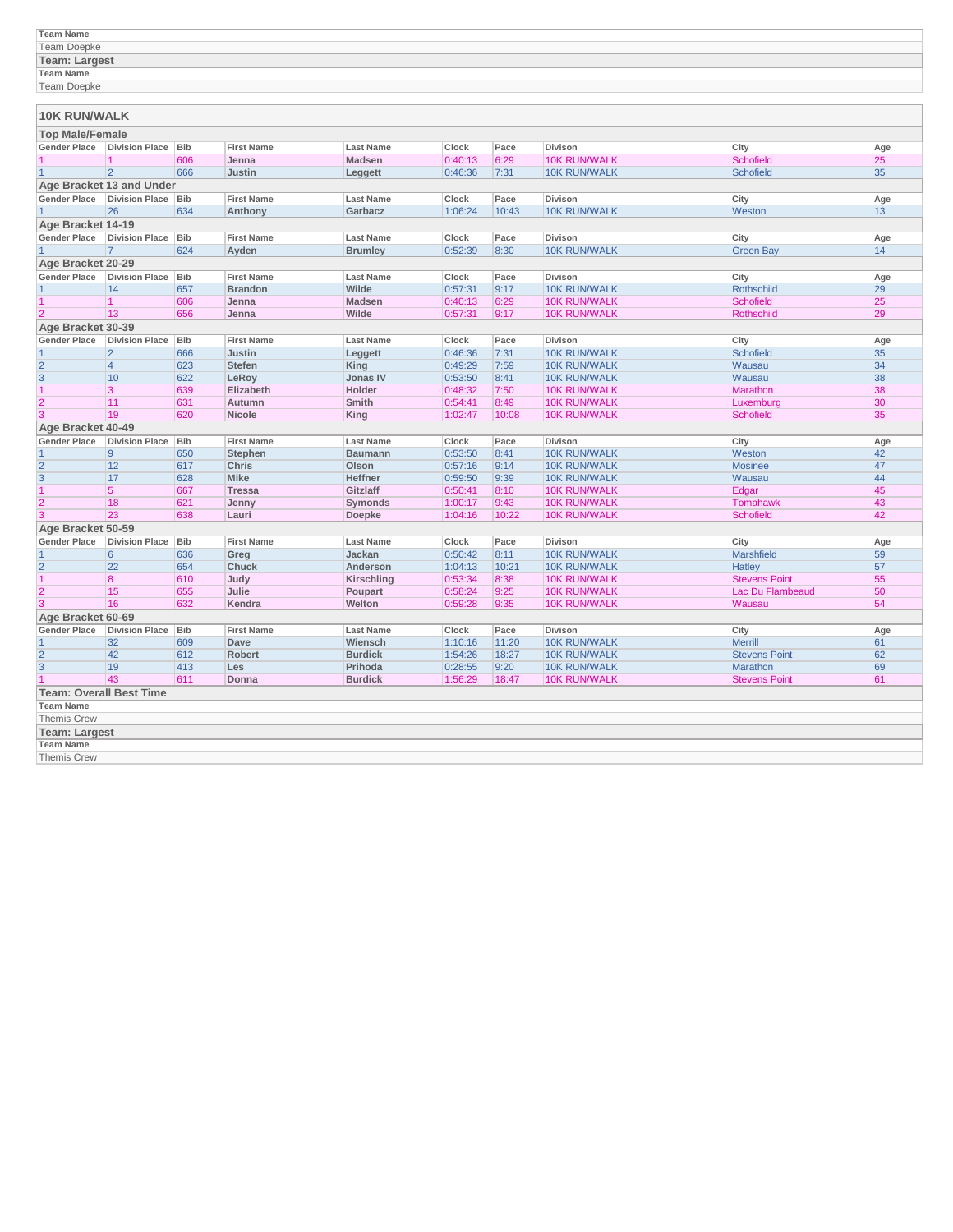| Team Name |
| --- |
| Team Doepke |

**Team: Largest**

| Team Name |
| --- |
| Team Doepke |

## 10K RUN/WALK

### Top Male/Female

| Gender Place | Division Place | Bib | First Name | Last Name | Clock | Pace | Divison | City | Age |
| --- | --- | --- | --- | --- | --- | --- | --- | --- | --- |
| 1 | 1 | 606 | Jenna | Madsen | 0:40:13 | 6:29 | 10K RUN/WALK | Schofield | 25 |
| 1 | 2 | 666 | Justin | Leggett | 0:46:36 | 7:31 | 10K RUN/WALK | Schofield | 35 |

### Age Bracket 13 and Under

| Gender Place | Division Place | Bib | First Name | Last Name | Clock | Pace | Divison | City | Age |
| --- | --- | --- | --- | --- | --- | --- | --- | --- | --- |
| 1 | 26 | 634 | Anthony | Garbacz | 1:06:24 | 10:43 | 10K RUN/WALK | Weston | 13 |

### Age Bracket 14-19

| Gender Place | Division Place | Bib | First Name | Last Name | Clock | Pace | Divison | City | Age |
| --- | --- | --- | --- | --- | --- | --- | --- | --- | --- |
| 1 | 7 | 624 | Ayden | Brumley | 0:52:39 | 8:30 | 10K RUN/WALK | Green Bay | 14 |

### Age Bracket 20-29

| Gender Place | Division Place | Bib | First Name | Last Name | Clock | Pace | Divison | City | Age |
| --- | --- | --- | --- | --- | --- | --- | --- | --- | --- |
| 1 | 14 | 657 | Brandon | Wilde | 0:57:31 | 9:17 | 10K RUN/WALK | Rothschild | 29 |
| 1 | 1 | 606 | Jenna | Madsen | 0:40:13 | 6:29 | 10K RUN/WALK | Schofield | 25 |
| 2 | 13 | 656 | Jenna | Wilde | 0:57:31 | 9:17 | 10K RUN/WALK | Rothschild | 29 |

### Age Bracket 30-39

| Gender Place | Division Place | Bib | First Name | Last Name | Clock | Pace | Divison | City | Age |
| --- | --- | --- | --- | --- | --- | --- | --- | --- | --- |
| 1 | 2 | 666 | Justin | Leggett | 0:46:36 | 7:31 | 10K RUN/WALK | Schofield | 35 |
| 2 | 4 | 623 | Stefen | King | 0:49:29 | 7:59 | 10K RUN/WALK | Wausau | 34 |
| 3 | 10 | 622 | LeRoy | Jonas IV | 0:53:50 | 8:41 | 10K RUN/WALK | Wausau | 38 |
| 1 | 3 | 639 | Elizabeth | Holder | 0:48:32 | 7:50 | 10K RUN/WALK | Marathon | 38 |
| 2 | 11 | 631 | Autumn | Smith | 0:54:41 | 8:49 | 10K RUN/WALK | Luxemburg | 30 |
| 3 | 19 | 620 | Nicole | King | 1:02:47 | 10:08 | 10K RUN/WALK | Schofield | 35 |

### Age Bracket 40-49

| Gender Place | Division Place | Bib | First Name | Last Name | Clock | Pace | Divison | City | Age |
| --- | --- | --- | --- | --- | --- | --- | --- | --- | --- |
| 1 | 9 | 650 | Stephen | Baumann | 0:53:50 | 8:41 | 10K RUN/WALK | Weston | 42 |
| 2 | 12 | 617 | Chris | Olson | 0:57:16 | 9:14 | 10K RUN/WALK | Mosinee | 47 |
| 3 | 17 | 628 | Mike | Heffner | 0:59:50 | 9:39 | 10K RUN/WALK | Wausau | 44 |
| 1 | 5 | 667 | Tressa | Gitzlaff | 0:50:41 | 8:10 | 10K RUN/WALK | Edgar | 45 |
| 2 | 18 | 621 | Jenny | Symonds | 1:00:17 | 9:43 | 10K RUN/WALK | Tomahawk | 43 |
| 3 | 23 | 638 | Lauri | Doepke | 1:04:16 | 10:22 | 10K RUN/WALK | Schofield | 42 |

### Age Bracket 50-59

| Gender Place | Division Place | Bib | First Name | Last Name | Clock | Pace | Divison | City | Age |
| --- | --- | --- | --- | --- | --- | --- | --- | --- | --- |
| 1 | 6 | 636 | Greg | Jackan | 0:50:42 | 8:11 | 10K RUN/WALK | Marshfield | 59 |
| 2 | 22 | 654 | Chuck | Anderson | 1:04:13 | 10:21 | 10K RUN/WALK | Hatley | 57 |
| 1 | 8 | 610 | Judy | Kirschling | 0:53:34 | 8:38 | 10K RUN/WALK | Stevens Point | 55 |
| 2 | 15 | 655 | Julie | Poupart | 0:58:24 | 9:25 | 10K RUN/WALK | Lac Du Flambeaud | 50 |
| 3 | 16 | 632 | Kendra | Welton | 0:59:28 | 9:35 | 10K RUN/WALK | Wausau | 54 |

### Age Bracket 60-69

| Gender Place | Division Place | Bib | First Name | Last Name | Clock | Pace | Divison | City | Age |
| --- | --- | --- | --- | --- | --- | --- | --- | --- | --- |
| 1 | 32 | 609 | Dave | Wiensch | 1:10:16 | 11:20 | 10K RUN/WALK | Merrill | 61 |
| 2 | 42 | 612 | Robert | Burdick | 1:54:26 | 18:27 | 10K RUN/WALK | Stevens Point | 62 |
| 3 | 19 | 413 | Les | Prihoda | 0:28:55 | 9:20 | 10K RUN/WALK | Marathon | 69 |
| 1 | 43 | 611 | Donna | Burdick | 1:56:29 | 18:47 | 10K RUN/WALK | Stevens Point | 61 |

**Team: Overall Best Time**

| Team Name |
| --- |
| Themis Crew |

**Team: Largest**

| Team Name |
| --- |
| Themis Crew |